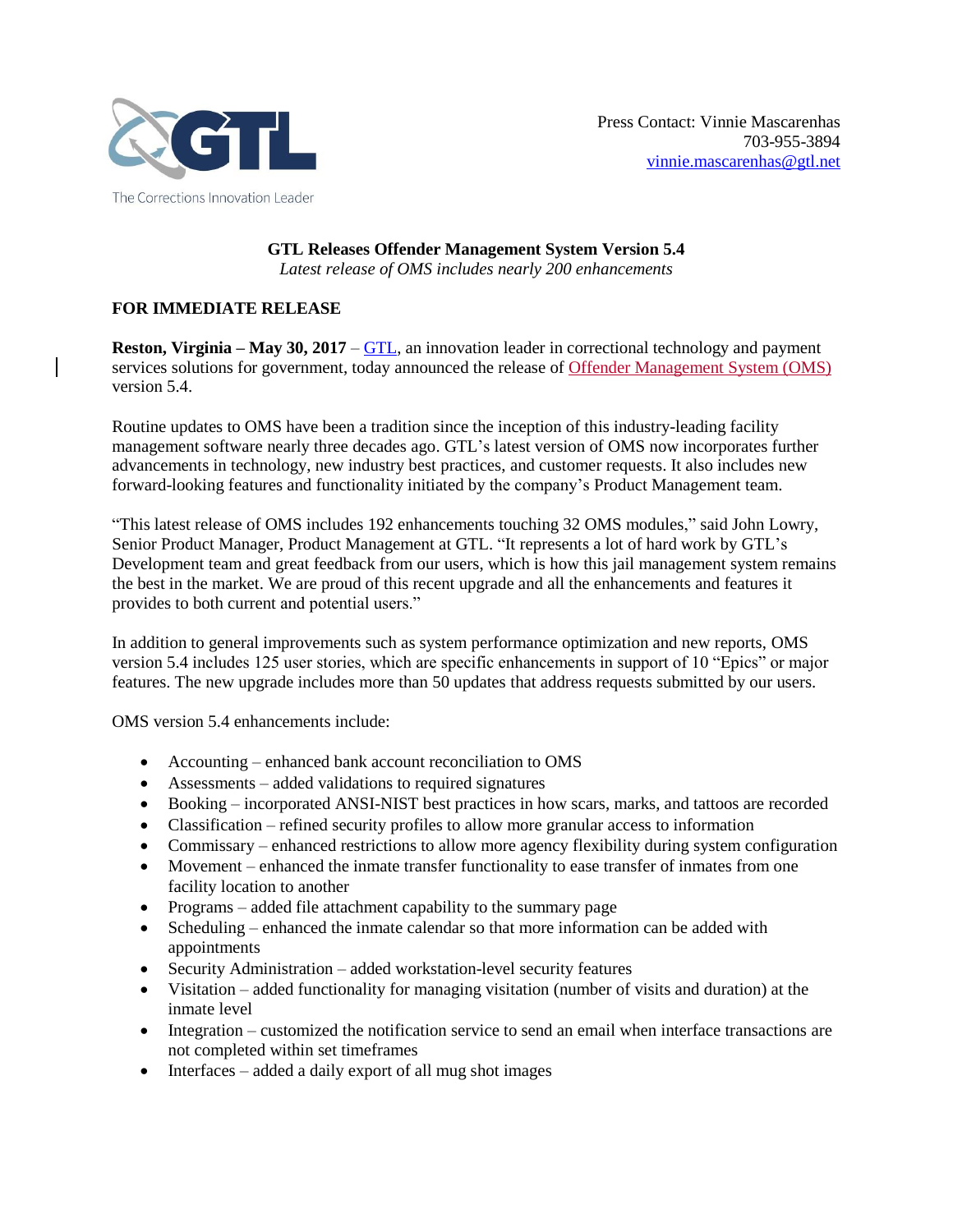GTL

The Corrections Innovation Leader

Press Contact: Vinnie Mascarenhas
703-955-3894
vinnie.mascarenhas@gtl.net

# GTL Releases Offender Management System Version 5.4

*Latest release of OMS includes nearly 200 enhancements*

**FOR IMMEDIATE RELEASE**

**Reston, Virginia – May 30, 2017** – GTL, an innovation leader in correctional technology and payment services solutions for government, today announced the release of Offender Management System (OMS) version 5.4.

Routine updates to OMS have been a tradition since the inception of this industry-leading facility management software nearly three decades ago. GTL's latest version of OMS now incorporates further advancements in technology, new industry best practices, and customer requests. It also includes new forward-looking features and functionality initiated by the company's Product Management team.

"This latest release of OMS includes 192 enhancements touching 32 OMS modules," said John Lowry, Senior Product Manager, Product Management at GTL. "It represents a lot of hard work by GTL's Development team and great feedback from our users, which is how this jail management system remains the best in the market. We are proud of this recent upgrade and all the enhancements and features it provides to both current and potential users."

In addition to general improvements such as system performance optimization and new reports, OMS version 5.4 includes 125 user stories, which are specific enhancements in support of 10 "Epics" or major features. The new upgrade includes more than 50 updates that address requests submitted by our users.

OMS version 5.4 enhancements include:

- Accounting – enhanced bank account reconciliation to OMS
- Assessments – added validations to required signatures
- Booking – incorporated ANSI-NIST best practices in how scars, marks, and tattoos are recorded
- Classification – refined security profiles to allow more granular access to information
- Commissary – enhanced restrictions to allow more agency flexibility during system configuration
- Movement – enhanced the inmate transfer functionality to ease transfer of inmates from one facility location to another
- Programs – added file attachment capability to the summary page
- Scheduling – enhanced the inmate calendar so that more information can be added with appointments
- Security Administration – added workstation-level security features
- Visitation – added functionality for managing visitation (number of visits and duration) at the inmate level
- Integration – customized the notification service to send an email when interface transactions are not completed within set timeframes
- Interfaces – added a daily export of all mug shot images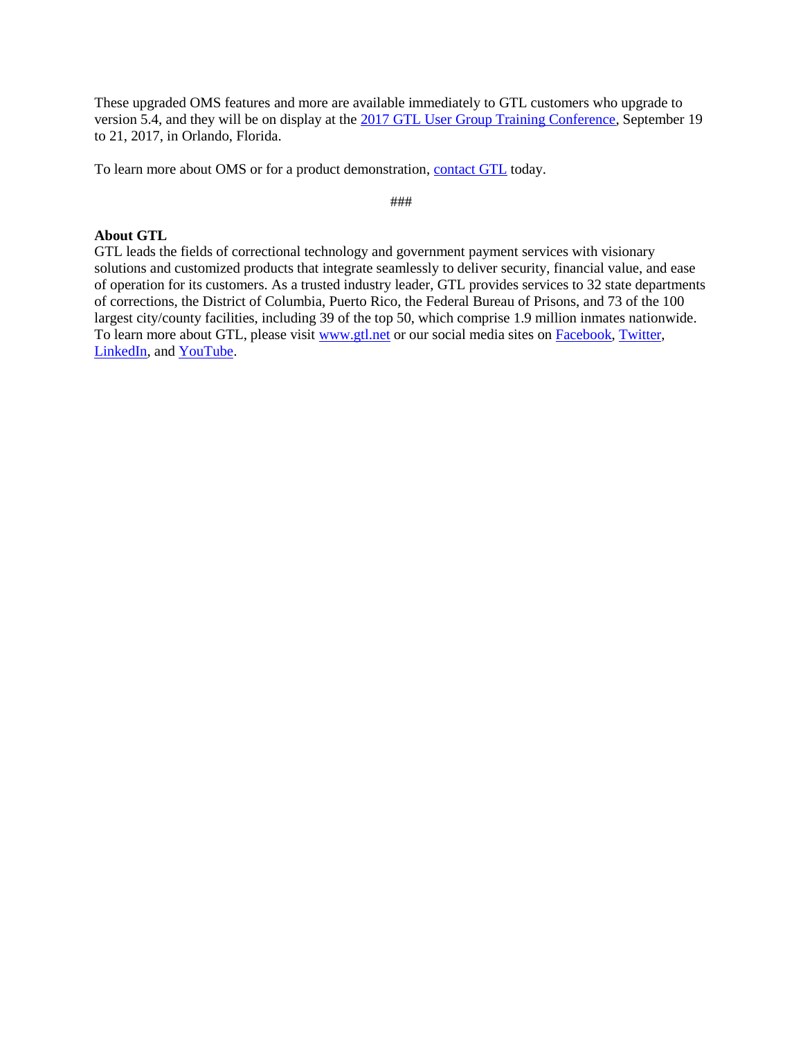These upgraded OMS features and more are available immediately to GTL customers who upgrade to version 5.4, and they will be on display at the 2017 GTL User Group Training Conference, September 19 to 21, 2017, in Orlando, Florida.

To learn more about OMS or for a product demonstration, contact GTL today.

###

**About GTL**

GTL leads the fields of correctional technology and government payment services with visionary solutions and customized products that integrate seamlessly to deliver security, financial value, and ease of operation for its customers. As a trusted industry leader, GTL provides services to 32 state departments of corrections, the District of Columbia, Puerto Rico, the Federal Bureau of Prisons, and 73 of the 100 largest city/county facilities, including 39 of the top 50, which comprise 1.9 million inmates nationwide. To learn more about GTL, please visit www.gtl.net or our social media sites on Facebook, Twitter, LinkedIn, and YouTube.